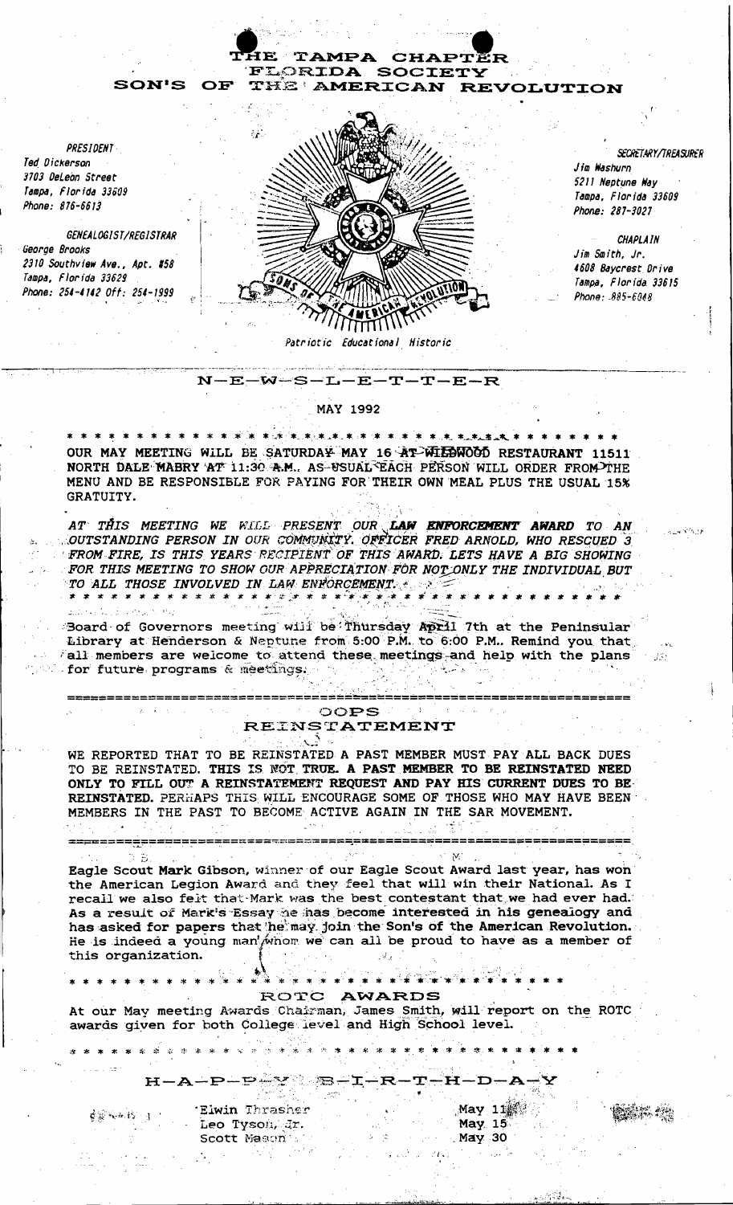# THE TAMPA CHAPTER
## FLORIDA SOCIETY
## SON'S OF THE AMERICAN REVOLUTION

*PRESIDENT*
*Ted Dickerson*
*3703 DeLeon Street*
*Tampa, Florida 33609*
*Phone: 876-6613*

*GENEALOGIST/REGISTRAR*
*George Brooks*
*2310 Southview Ave., Apt. #58*
*Tampa, Florida 33629*
*Phone: 254-4142 Off: 254-1999*

*SECRETARY/TREASURER*
*Jim Washurn*
*5211 Neptune Way*
*Tampa, Florida 33609*
*Phone: 287-3027*

*CHAPLAIN*
*Jim Smith, Jr.*
*4608 Baycrest Drive*
*Tampa, Florida 33615*
*Phone: 885-6048*

*Patriotic Educational Historic*

## N-E-W-S-L-E-T-T-E-R

MAY 1992

OUR MAY MEETING WILL BE SATURDAY MAY 16 AT WILDWOOD RESTAURANT 11511 NORTH DALE MABRY AT 11:30 A.M.. AS USUAL EACH PERSON WILL ORDER FROM THE MENU AND BE RESPONSIBLE FOR PAYING FOR THEIR OWN MEAL PLUS THE USUAL 15% GRATUITY.

*AT THIS MEETING WE WILL PRESENT OUR **LAW ENFORCEMENT** AWARD TO AN OUTSTANDING PERSON IN OUR COMMUNITY. OFFICER FRED ARNOLD, WHO RESCUED 3 FROM FIRE, IS THIS YEARS RECIPIENT OF THIS AWARD. LETS HAVE A BIG SHOWING FOR THIS MEETING TO SHOW OUR APPRECIATION FOR NOT ONLY THE INDIVIDUAL BUT TO ALL THOSE INVOLVED IN LAW ENFORCEMENT.*

Board of Governors meeting will be Thursday April 7th at the Peninsular Library at Henderson & Neptune from 5:00 P.M. to 6:00 P.M.. Remind you that all members are welcome to attend these meetings and help with the plans for future programs & meetings.

## OOPS
## REINSTATEMENT

WE REPORTED THAT TO BE REINSTATED A PAST MEMBER MUST PAY ALL BACK DUES TO BE REINSTATED. **THIS IS NOT TRUE. A PAST MEMBER TO BE REINSTATED NEED ONLY TO FILL OUT A REINSTATEMENT REQUEST AND PAY HIS CURRENT DUES TO BE REINSTATED.** PERHAPS THIS WILL ENCOURAGE SOME OF THOSE WHO MAY HAVE BEEN MEMBERS IN THE PAST TO BECOME ACTIVE AGAIN IN THE SAR MOVEMENT.

Eagle Scout **Mark** Gibson, winner of our Eagle Scout Award last year, has won the American Legion Award and they feel that will win their National. As I recall we also felt that Mark was the best contestant that we had ever had. As a result of Mark's Essay he has become interested in his genealogy and has asked for papers that he may join the Son's of the American Revolution. He is indeed a young man whom we can all be proud to have as a member of this organization.

## ROTC AWARDS

At our May meeting Awards Chairman, James Smith, will report on the ROTC awards given for both College level and High School level.

## H-A-P-P-Y B-I-R-T-H-D-A-Y

| | |
|---|---|
| Elwin Thrasher | May 11 |
| Leo Tyson, Jr. | May 15 |
| Scott Mason | May 30 |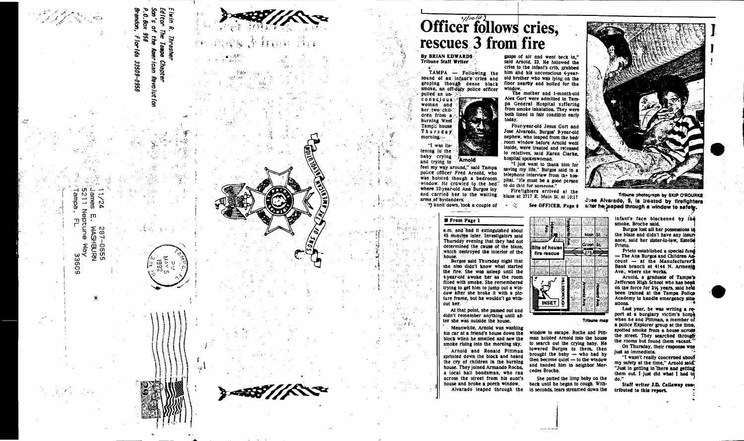Elwin R. Thrasher
Editor The Tampa Chapter
Son's of the American Revolution
P.O. Box 958
Brandon, Florida 33509-0958

11/24 287-0655
James E. WASHBURN
5211 Neptune Way
Tampa, FL 33609

4/10/92

# Officer follows cries, rescues 3 from fire

By BRIAN EDWARDS
Tribune Staff Writer

TAMPA — Following the sound of an infant's cries and groping though dense black smoke, an off-duty police officer pulled an unconscious woman and her two children from a burning West Tampa house Thursday morning.

"I was listening to the baby crying and trying to feel my way around," said Tampa police officer Fred Arnold, who was hoisted though a bedroom window. He crawled to the bed where 22-year-old Ana Burgos lay and carried her to the waiting arms of bystanders.

"I knelt down, took a couple of gasps of air and went back in," said Arnold, 23. He followed the cries to the infant's crib, grabbed him and his unconscious 4-year-old brother who was lying on the floor nearby and bolted for the window.

The mother and 1-month-old Alex Gort were admitted to Tampa General Hospital suffering from smoke inhalation. They were both listed in fair condition early today.

Four-year-old Jesus Gort and Jose Alvarado, Burgos' 9-year-old nephew, who leaped from the bedroom window before Arnold went inside, were treated and released to relatives, said Karen Clarke, hospital spokeswoman.

"I just want to thank him for saving my life," Burgos said in a telephone interview from the hospital. "He must be a good person to do that for someone."

Firefighters arrived at the blaze at 2717 E. Main St. at 10:17

See OFFICER, Page 8

Arnold

Tribune photograph by SKIP O'ROURKE
Jose Alvarado, 9, is treated by firefighters after he leaped through a window to safety.

**From Page 1**

a.m. and had it extinguished about 45 minutes later. Investigators said Thursday evening that they had not determined the cause of the blaze, which destroyed the interior of the house.

Burgos said Thursday night that she also didn't know what started the fire. She was asleep until the 4-year-old awoke her as the room filled with smoke. She remembered trying to get him to jump out a window after she broke it with a picture frame, but he wouldn't go without her.

At that point, she passed out and didn't remember anything until after she was outside the house.

Meanwhile, Arnold was washing his car at a friend's house down the block when he smelled and saw the smoke rising into the morning sky.

Arnold and Ronald Pittman sprinted down the block and heard the cry of children in the burning house. They joined Armando Roche, a local bail bondsman, who ran across the street from his aunt's house and broke a porch window.

Alvarado leaped through the window to escape. Roche and Pittman hoisted Arnold into the house to search out the crying baby. He lowered Burgos to them, then brought the baby — who had by then become quiet — to the window and handed him to neighbor Mercedes Broche.

She patted the limp baby on the back until he began to cough. Within seconds, tears streamed down the infant's face blackened by the smoke, Broche said.

Burgos lost all her possessions in the blaze and didn't have any insurance, said her sister-in-law, Estella Prieto.

Prieto established a special fund — The Ana Burgos and Children Account — at the Manufacturer's Bank branch at 4144 N. Armenia Ave., where she works.

Arnold, a graduate of Tampa's Jefferson High School who has been on the force for 2½ years, said he'd been trained at the Tampa Police Academy to handle emergency situations.

Last year, he was writing a report at a burglary victim's home when he and Pittman, a member of a police Explorer group at the time, spotted smoke from a house across the street. They searched through the rooms but found them vacant.

On Thursday, their response was just as immediate.

"I wasn't really concerned about my safety at the time," Arnold said. "Just in getting in there and getting them out. I just did what I had to do."

Staff writer J.D. Callaway contributed to this report.

Main St.
Green St.
Site of house/fire rescue
INSET
Tribune map